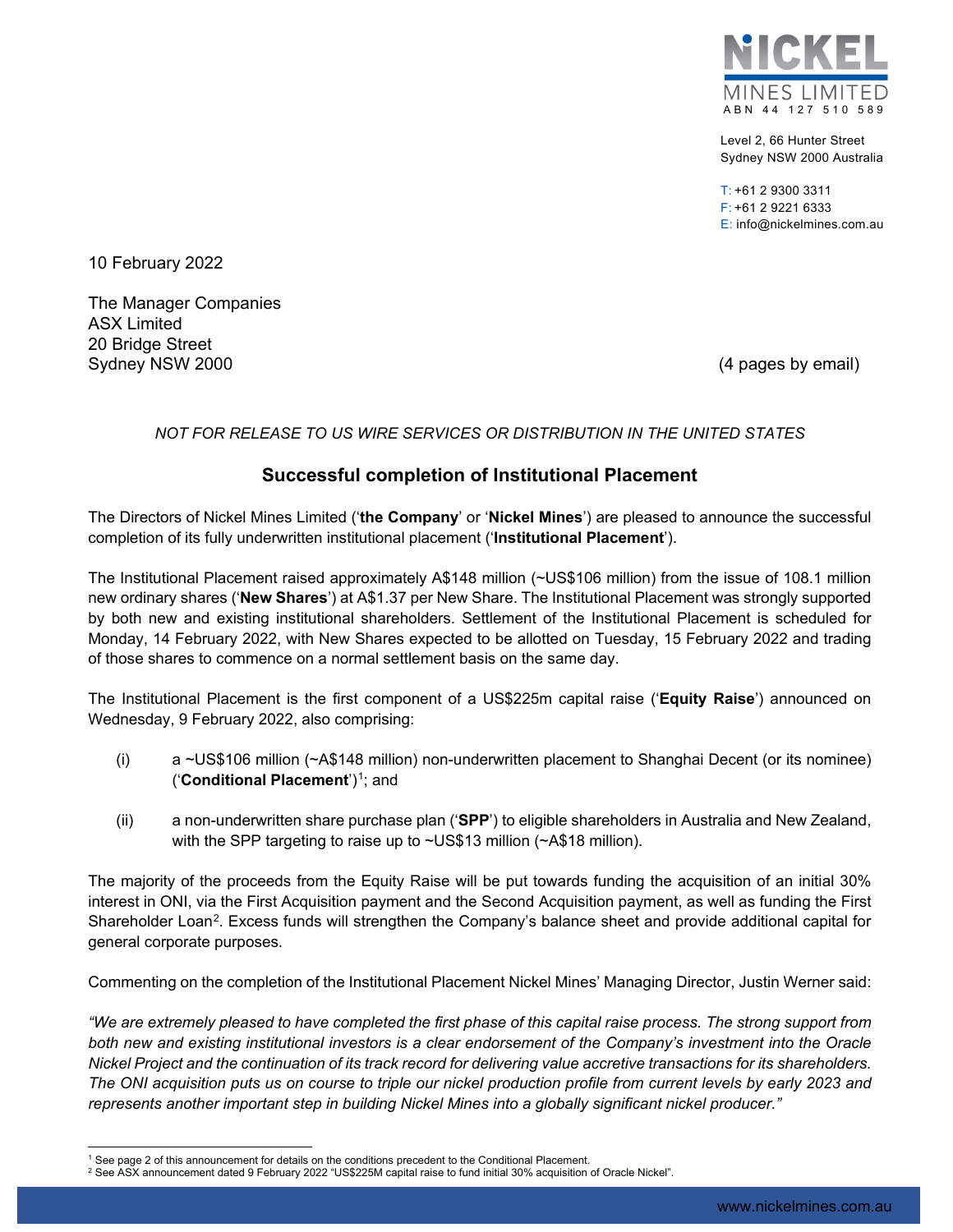NICKEL MINES LIMITED
ABN 44 127 510 589

Level 2, 66 Hunter Street
Sydney NSW 2000 Australia

T: +61 2 9300 3311
F: +61 2 9221 6333
E: info@nickelmines.com.au

10 February 2022

The Manager Companies
ASX Limited
20 Bridge Street
Sydney NSW 2000

(4 pages by email)

*NOT FOR RELEASE TO US WIRE SERVICES OR DISTRIBUTION IN THE UNITED STATES*

## Successful completion of Institutional Placement

The Directors of Nickel Mines Limited ('**the Company**' or '**Nickel Mines**') are pleased to announce the successful completion of its fully underwritten institutional placement ('**Institutional Placement**').

The Institutional Placement raised approximately A$148 million (~US$106 million) from the issue of 108.1 million new ordinary shares ('**New Shares**') at A$1.37 per New Share. The Institutional Placement was strongly supported by both new and existing institutional shareholders. Settlement of the Institutional Placement is scheduled for Monday, 14 February 2022, with New Shares expected to be allotted on Tuesday, 15 February 2022 and trading of those shares to commence on a normal settlement basis on the same day.

The Institutional Placement is the first component of a US$225m capital raise ('**Equity Raise**') announced on Wednesday, 9 February 2022, also comprising:

(i) a ~US$106 million (~A$148 million) non-underwritten placement to Shanghai Decent (or its nominee) ('**Conditional Placement**')[1]; and

(ii) a non-underwritten share purchase plan ('**SPP**') to eligible shareholders in Australia and New Zealand, with the SPP targeting to raise up to ~US$13 million (~A$18 million).

The majority of the proceeds from the Equity Raise will be put towards funding the acquisition of an initial 30% interest in ONI, via the First Acquisition payment and the Second Acquisition payment, as well as funding the First Shareholder Loan[2]. Excess funds will strengthen the Company's balance sheet and provide additional capital for general corporate purposes.

Commenting on the completion of the Institutional Placement Nickel Mines' Managing Director, Justin Werner said:

*"We are extremely pleased to have completed the first phase of this capital raise process. The strong support from both new and existing institutional investors is a clear endorsement of the Company's investment into the Oracle Nickel Project and the continuation of its track record for delivering value accretive transactions for its shareholders. The ONI acquisition puts us on course to triple our nickel production profile from current levels by early 2023 and represents another important step in building Nickel Mines into a globally significant nickel producer."*

[1] See page 2 of this announcement for details on the conditions precedent to the Conditional Placement.
[2] See ASX announcement dated 9 February 2022 "US$225M capital raise to fund initial 30% acquisition of Oracle Nickel".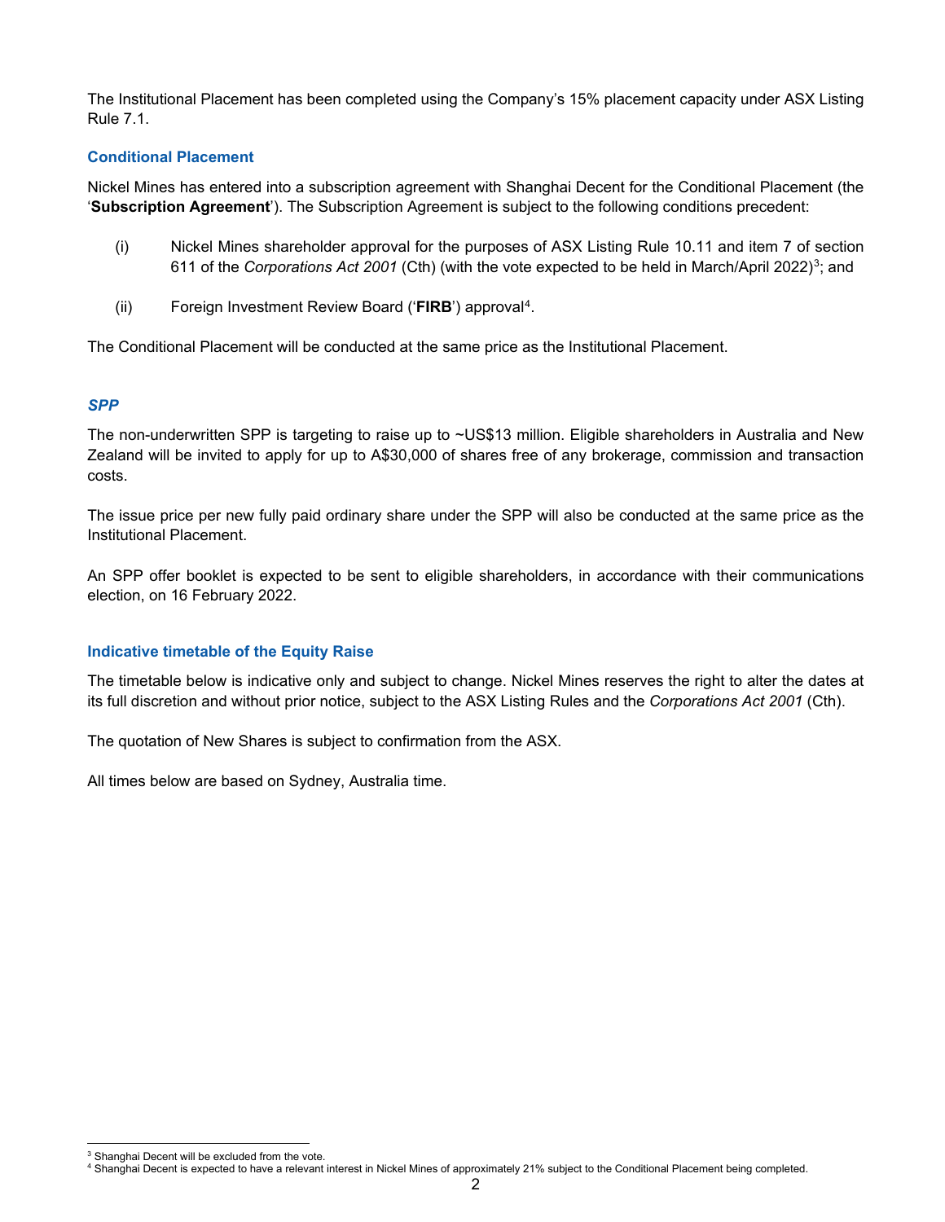The Institutional Placement has been completed using the Company's 15% placement capacity under ASX Listing Rule 7.1.

### Conditional Placement

Nickel Mines has entered into a subscription agreement with Shanghai Decent for the Conditional Placement (the '**Subscription Agreement**'). The Subscription Agreement is subject to the following conditions precedent:

(i) Nickel Mines shareholder approval for the purposes of ASX Listing Rule 10.11 and item 7 of section 611 of the *Corporations Act 2001* (Cth) (with the vote expected to be held in March/April 2022)[3]; and

(ii) Foreign Investment Review Board ('**FIRB**') approval[4].

The Conditional Placement will be conducted at the same price as the Institutional Placement.

### *SPP*

The non-underwritten SPP is targeting to raise up to ~US$13 million. Eligible shareholders in Australia and New Zealand will be invited to apply for up to A$30,000 of shares free of any brokerage, commission and transaction costs.

The issue price per new fully paid ordinary share under the SPP will also be conducted at the same price as the Institutional Placement.

An SPP offer booklet is expected to be sent to eligible shareholders, in accordance with their communications election, on 16 February 2022.

### Indicative timetable of the Equity Raise

The timetable below is indicative only and subject to change. Nickel Mines reserves the right to alter the dates at its full discretion and without prior notice, subject to the ASX Listing Rules and the *Corporations Act 2001* (Cth).

The quotation of New Shares is subject to confirmation from the ASX.

All times below are based on Sydney, Australia time.

---

[3] Shanghai Decent will be excluded from the vote.

[4] Shanghai Decent is expected to have a relevant interest in Nickel Mines of approximately 21% subject to the Conditional Placement being completed.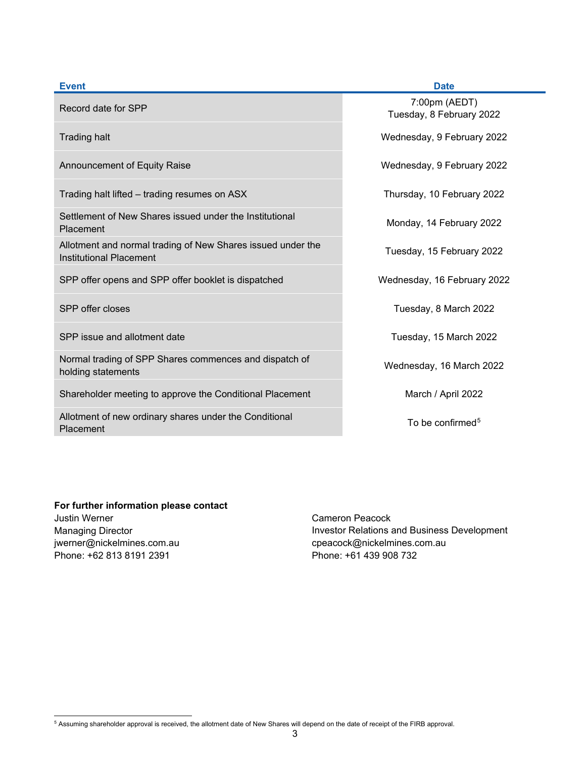| Event | Date |
| --- | --- |
| Record date for SPP | 7:00pm (AEDT) Tuesday, 8 February 2022 |
| Trading halt | Wednesday, 9 February 2022 |
| Announcement of Equity Raise | Wednesday, 9 February 2022 |
| Trading halt lifted – trading resumes on ASX | Thursday, 10 February 2022 |
| Settlement of New Shares issued under the Institutional Placement | Monday, 14 February 2022 |
| Allotment and normal trading of New Shares issued under the Institutional Placement | Tuesday, 15 February 2022 |
| SPP offer opens and SPP offer booklet is dispatched | Wednesday, 16 February 2022 |
| SPP offer closes | Tuesday, 8 March 2022 |
| SPP issue and allotment date | Tuesday, 15 March 2022 |
| Normal trading of SPP Shares commences and dispatch of holding statements | Wednesday, 16 March 2022 |
| Shareholder meeting to approve the Conditional Placement | March / April 2022 |
| Allotment of new ordinary shares under the Conditional Placement | To be confirmed[5] |

**For further information please contact**

Justin Werner
Managing Director
jwerner@nickelmines.com.au
Phone: +62 813 8191 2391

Cameron Peacock
Investor Relations and Business Development
cpeacock@nickelmines.com.au
Phone: +61 439 908 732

[5] Assuming shareholder approval is received, the allotment date of New Shares will depend on the date of receipt of the FIRB approval.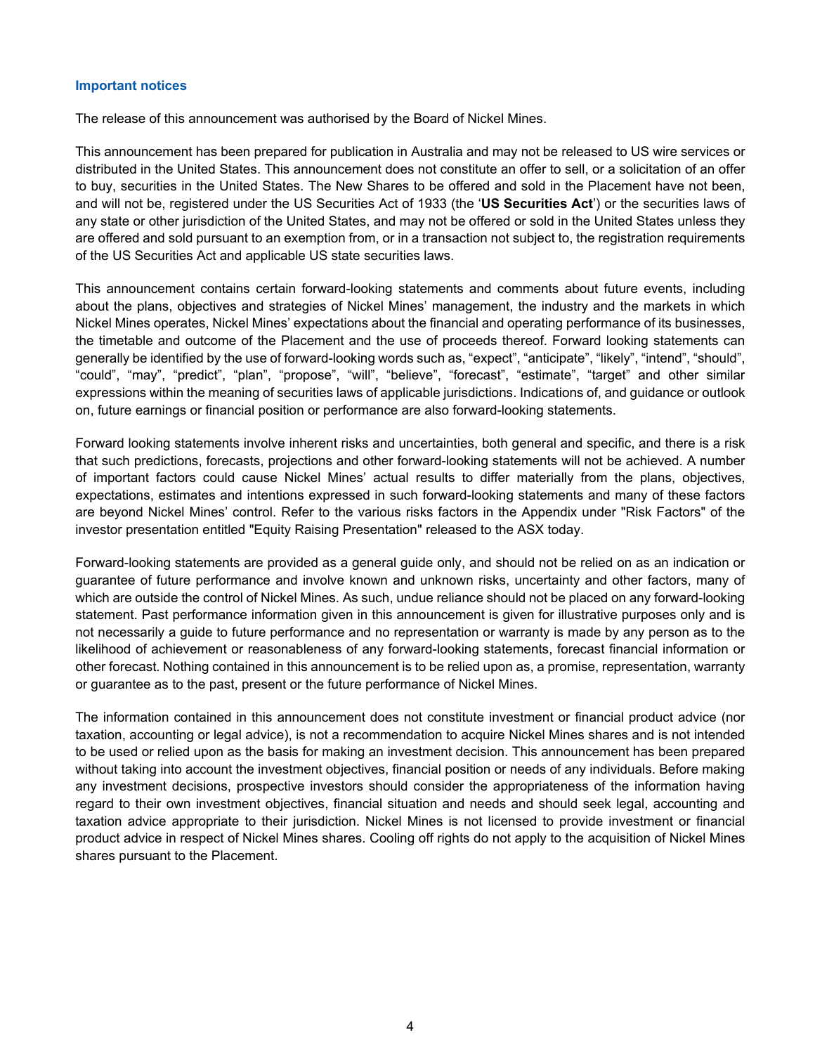### Important notices

The release of this announcement was authorised by the Board of Nickel Mines.

This announcement has been prepared for publication in Australia and may not be released to US wire services or distributed in the United States. This announcement does not constitute an offer to sell, or a solicitation of an offer to buy, securities in the United States. The New Shares to be offered and sold in the Placement have not been, and will not be, registered under the US Securities Act of 1933 (the '**US Securities Act**') or the securities laws of any state or other jurisdiction of the United States, and may not be offered or sold in the United States unless they are offered and sold pursuant to an exemption from, or in a transaction not subject to, the registration requirements of the US Securities Act and applicable US state securities laws.

This announcement contains certain forward-looking statements and comments about future events, including about the plans, objectives and strategies of Nickel Mines' management, the industry and the markets in which Nickel Mines operates, Nickel Mines' expectations about the financial and operating performance of its businesses, the timetable and outcome of the Placement and the use of proceeds thereof. Forward looking statements can generally be identified by the use of forward-looking words such as, "expect", "anticipate", "likely", "intend", "should", "could", "may", "predict", "plan", "propose", "will", "believe", "forecast", "estimate", "target" and other similar expressions within the meaning of securities laws of applicable jurisdictions. Indications of, and guidance or outlook on, future earnings or financial position or performance are also forward-looking statements.

Forward looking statements involve inherent risks and uncertainties, both general and specific, and there is a risk that such predictions, forecasts, projections and other forward-looking statements will not be achieved. A number of important factors could cause Nickel Mines' actual results to differ materially from the plans, objectives, expectations, estimates and intentions expressed in such forward-looking statements and many of these factors are beyond Nickel Mines' control. Refer to the various risks factors in the Appendix under "Risk Factors" of the investor presentation entitled "Equity Raising Presentation" released to the ASX today.

Forward-looking statements are provided as a general guide only, and should not be relied on as an indication or guarantee of future performance and involve known and unknown risks, uncertainty and other factors, many of which are outside the control of Nickel Mines. As such, undue reliance should not be placed on any forward-looking statement. Past performance information given in this announcement is given for illustrative purposes only and is not necessarily a guide to future performance and no representation or warranty is made by any person as to the likelihood of achievement or reasonableness of any forward-looking statements, forecast financial information or other forecast. Nothing contained in this announcement is to be relied upon as, a promise, representation, warranty or guarantee as to the past, present or the future performance of Nickel Mines.

The information contained in this announcement does not constitute investment or financial product advice (nor taxation, accounting or legal advice), is not a recommendation to acquire Nickel Mines shares and is not intended to be used or relied upon as the basis for making an investment decision. This announcement has been prepared without taking into account the investment objectives, financial position or needs of any individuals. Before making any investment decisions, prospective investors should consider the appropriateness of the information having regard to their own investment objectives, financial situation and needs and should seek legal, accounting and taxation advice appropriate to their jurisdiction. Nickel Mines is not licensed to provide investment or financial product advice in respect of Nickel Mines shares. Cooling off rights do not apply to the acquisition of Nickel Mines shares pursuant to the Placement.